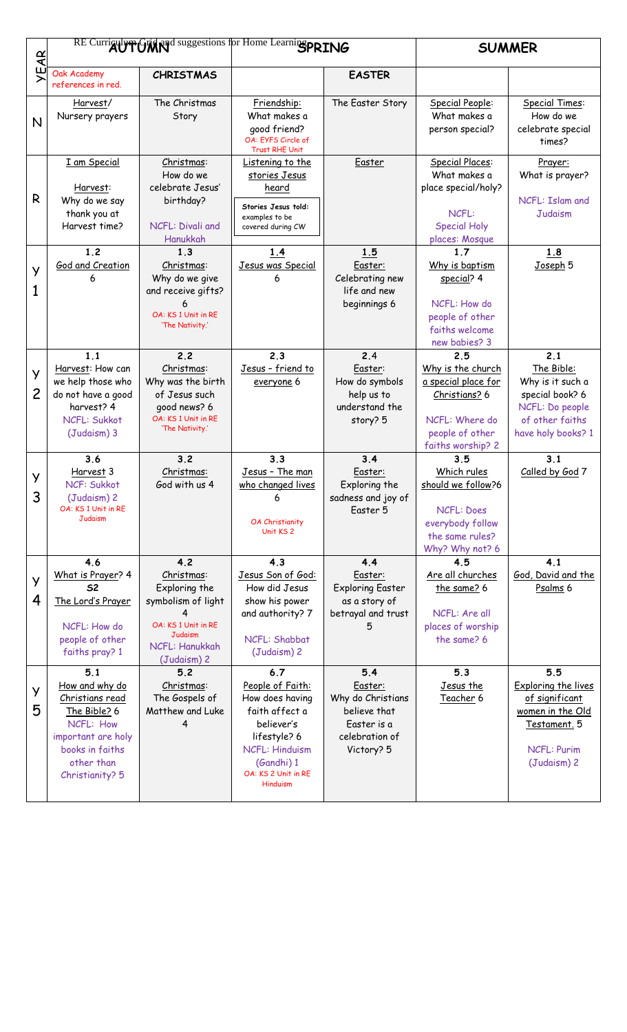RE Curriculum Grid and suggestions for Home Learning

| YEAR | AUTUMN | | SPRING | | SUMMER | |
|---|---|---|---|---|---|---|
| | Oak Academy references in red. | CHRISTMAS | | EASTER | | |
| N | Harvest/ Nursery prayers | The Christmas Story | Friendship: What makes a good friend? OA: EYFS Circle of Trust RHE Unit | The Easter Story | Special People: What makes a person special? | Special Times: How do we celebrate special times? |
| R | I am Special<br><br>Harvest: Why do we say thank you at Harvest time? | Christmas: How do we celebrate Jesus' birthday?<br><br>NCFL: Divali and Hanukkah | Listening to the stories Jesus heard<br><br>Stories Jesus told: examples to be covered during CW | Easter | Special Places: What makes a place special/holy?<br><br>NCFL: Special Holy places: Mosque | Prayer: What is prayer?<br><br>NCFL: Islam and Judaism |
| Y1 | 1.2 God and Creation 6 | 1.3 Christmas: Why do we give and receive gifts? 6 OA: KS 1 Unit in RE 'The Nativity.' | 1.4 Jesus was Special 6 | 1.5 Easter: Celebrating new life and new beginnings 6 | 1.7 Why is baptism special? 4<br><br>NCFL: How do people of other faiths welcome new babies? 3 | 1.8 Joseph 5 |
| Y2 | 2.1 Harvest: How can we help those who do not have a good harvest? 4 NCFL: Sukkot (Judaism) 3 | 2.2 Christmas: Why was the birth of Jesus such good news? 6 OA: KS 1 Unit in RE 'The Nativity.' | 2.3 Jesus – friend to everyone 6 | 2.4 Easter: How do symbols help us to understand the story? 5 | 2.5 Why is the church a special place for Christians? 6<br><br>NCFL: Where do people of other faiths worship? 2 | 2.1 The Bible: Why is it such a special book? 6 NCFL: Do people of other faiths have holy books? 1 |
| Y3 | 3.6 Harvest 3 NCF: Sukkot (Judaism) 2 OA: KS 1 Unit in RE Judaism | 3.2 Christmas: God with us 4 | 3.3 Jesus – The man who changed lives 6<br><br>OA Christianity Unit KS 2 | 3.4 Easter: Exploring the sadness and joy of Easter 5 | 3.5 Which rules should we follow?6<br><br>NCFL: Does everybody follow the same rules? Why? Why not? 6 | 3.1 Called by God 7 |
| Y4 | 4.6 What is Prayer? 4 S2 The Lord's Prayer<br><br>NCFL: How do people of other faiths pray? 1 | 4.2 Christmas: Exploring the symbolism of light 4 OA: KS 1 Unit in RE Judaism NCFL: Hanukkah (Judaism) 2 | 4.3 Jesus Son of God: How did Jesus show his power and authority? 7<br><br>NCFL: Shabbat (Judaism) 2 | 4.4 Easter: Exploring Easter as a story of betrayal and trust 5 | 4.5 Are all churches the same? 6<br><br>NCFL: Are all places of worship the same? 6 | 4.1 God, David and the Psalms 6 |
| Y5 | 5.1 How and why do Christians read The Bible? 6 NCFL: How important are holy books in faiths other than Christianity? 5 | 5.2 Christmas: The Gospels of Matthew and Luke 4 | 6.7 People of Faith: How does having faith affect a believer's lifestyle? 6 NCFL: Hinduism (Gandhi) 1 OA: KS 2 Unit in RE Hinduism | 5.4 Easter: Why do Christians believe that Easter is a celebration of Victory? 5 | 5.3 Jesus the Teacher 6 | 5.5 Exploring the lives of significant women in the Old Testament. 5<br><br>NCFL: Purim (Judaism) 2 |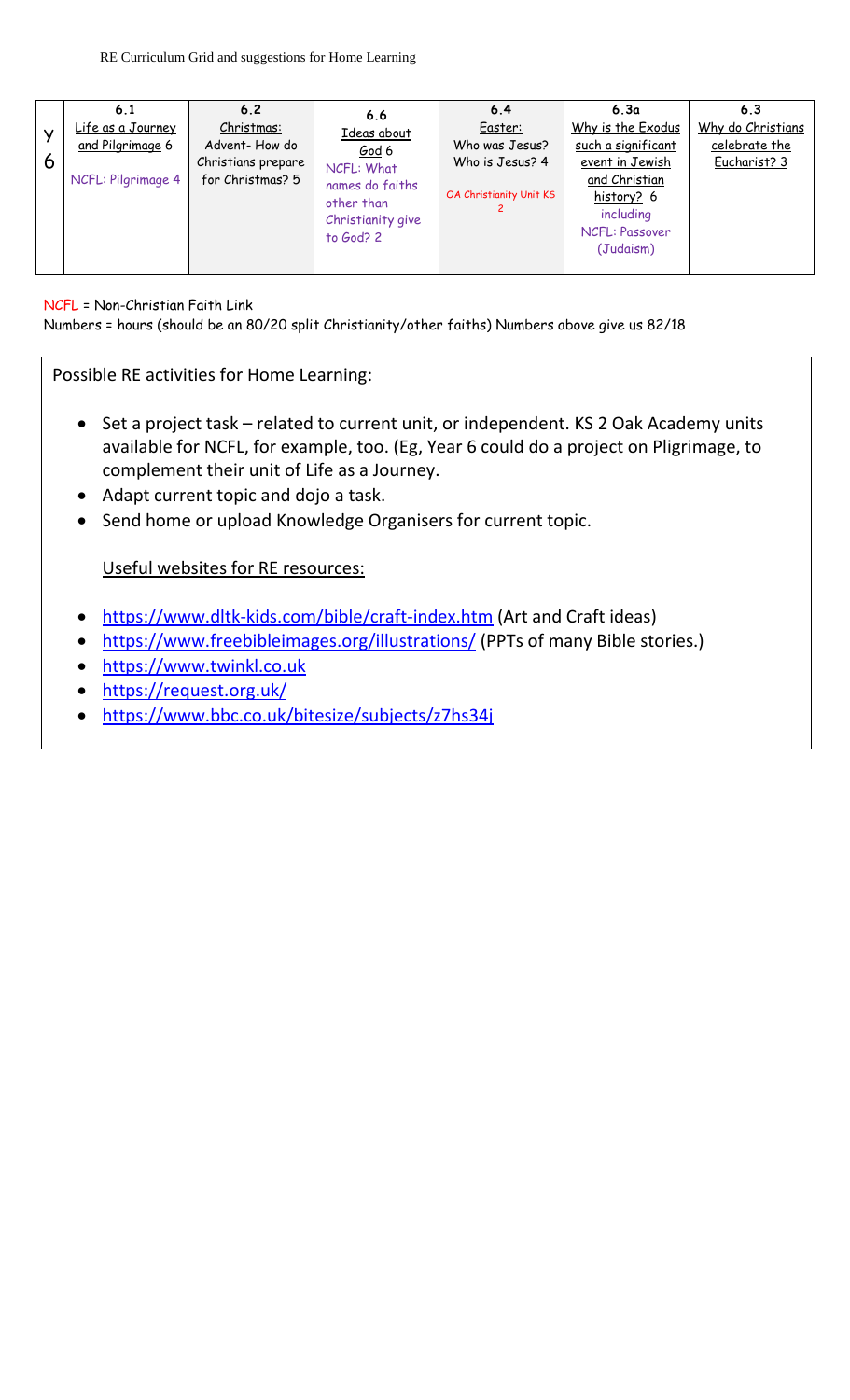RE Curriculum Grid and suggestions for Home Learning

| | | | | | | |
|---|---|---|---|---|---|---|
| Y 6 | 6.1 Life as a Journey and Pilgrimage 6 NCFL: Pilgrimage 4 | 6.2 Christmas: Advent- How do Christians prepare for Christmas? 5 | 6.6 Ideas about God 6 NCFL: What names do faiths other than Christianity give to God? 2 | 6.4 Easter: Who was Jesus? Who is Jesus? 4 OA Christianity Unit KS 2 | 6.3a Why is the Exodus such a significant event in Jewish and Christian history? 6 including NCFL: Passover (Judaism) | 6.3 Why do Christians celebrate the Eucharist? 3 |

NCFL = Non-Christian Faith Link

Numbers = hours (should be an 80/20 split Christianity/other faiths) Numbers above give us 82/18

Possible RE activities for Home Learning:

- Set a project task – related to current unit, or independent. KS 2 Oak Academy units available for NCFL, for example, too. (Eg, Year 6 could do a project on Pligrimage, to complement their unit of Life as a Journey.
- Adapt current topic and dojo a task.
- Send home or upload Knowledge Organisers for current topic.

Useful websites for RE resources:

- https://www.dltk-kids.com/bible/craft-index.htm (Art and Craft ideas)
- https://www.freebibleimages.org/illustrations/ (PPTs of many Bible stories.)
- https://www.twinkl.co.uk
- https://request.org.uk/
- https://www.bbc.co.uk/bitesize/subjects/z7hs34j